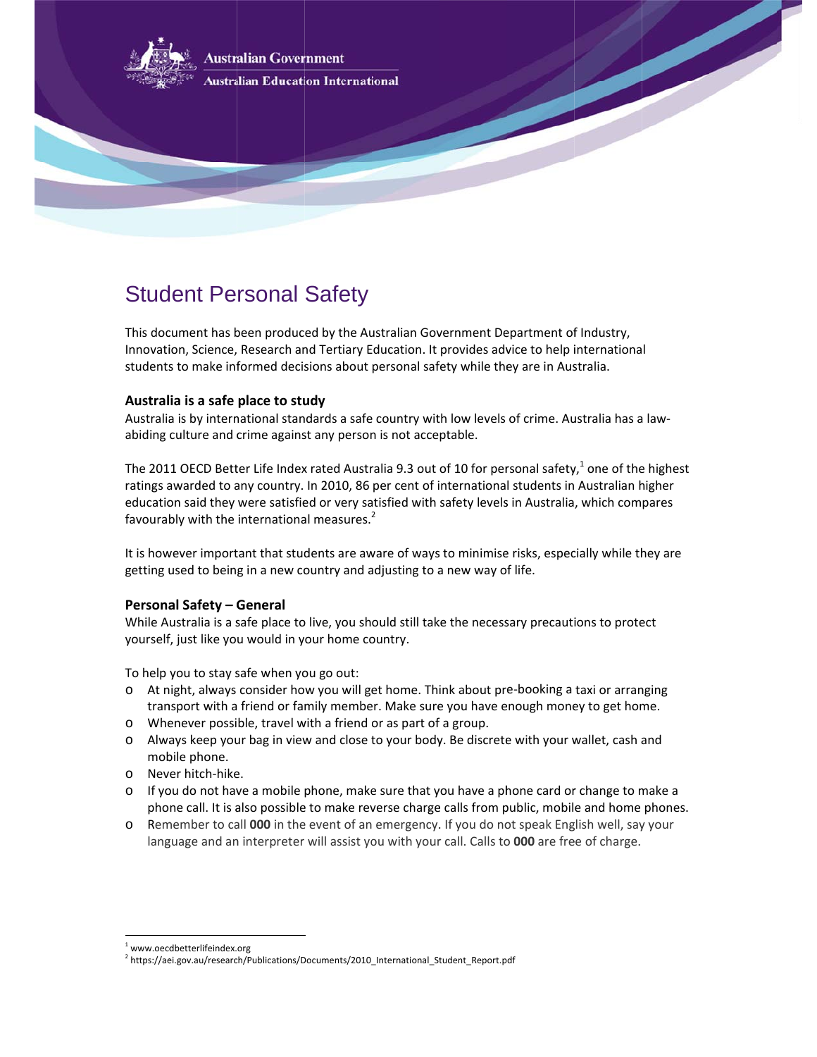Australian Government

Australian Education International

# Student Personal Safety

This document has been produced by the Australian Government Department of Industry, Innovation, Science, Research and Tertiary Education. It provides advice to help international students to make informed decisions about personal safety while they are in Australia.

## Australia is a safe place to study

Australia is by international standards a safe country with low levels of crime. Australia has a law-abiding culture and crime against any person is not acceptable.

The 2011 OECD Better Life Index rated Australia 9.3 out of 10 for personal safety,[1] one of the highest ratings awarded to any country. In 2010, 86 per cent of international students in Australian higher education said they were satisfied or very satisfied with safety levels in Australia, which compares favourably with the international measures.[2]

It is however important that students are aware of ways to minimise risks, especially while they are getting used to being in a new country and adjusting to a new way of life.

## Personal Safety – General

While Australia is a safe place to live, you should still take the necessary precautions to protect yourself, just like you would in your home country.

To help you to stay safe when you go out:

- At night, always consider how you will get home. Think about pre-booking a taxi or arranging transport with a friend or family member. Make sure you have enough money to get home.
- Whenever possible, travel with a friend or as part of a group.
- Always keep your bag in view and close to your body. Be discrete with your wallet, cash and mobile phone.
- Never hitch-hike.
- If you do not have a mobile phone, make sure that you have a phone card or change to make a phone call. It is also possible to make reverse charge calls from public, mobile and home phones.
- Remember to call **000** in the event of an emergency. If you do not speak English well, say your language and an interpreter will assist you with your call. Calls to **000** are free of charge.

---

[1] www.oecdbetterlifeindex.org

[2] https://aei.gov.au/research/Publications/Documents/2010_International_Student_Report.pdf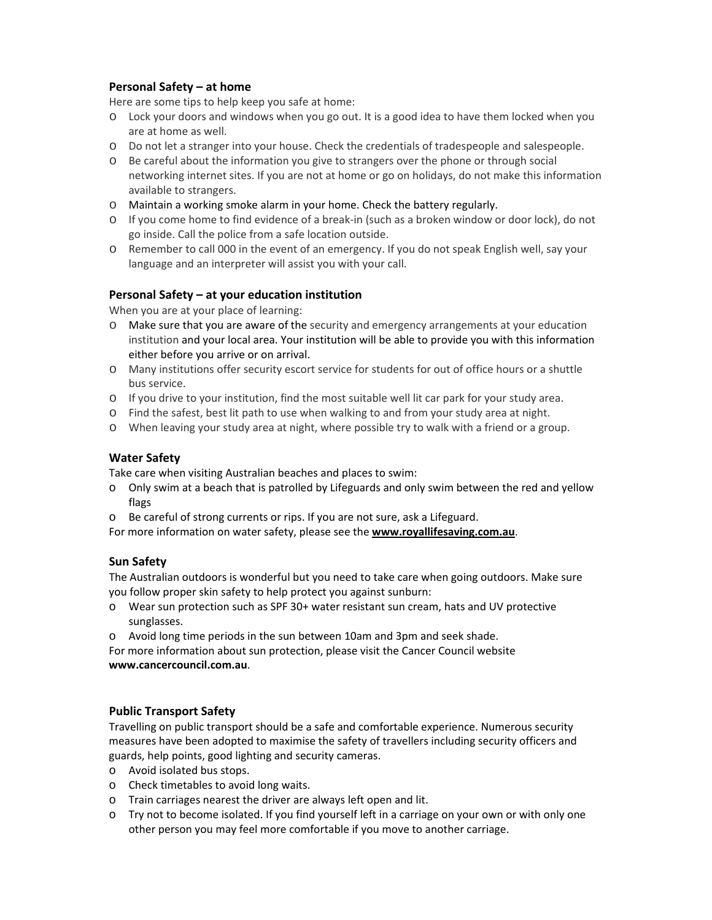### Personal Safety – at home

Here are some tips to help keep you safe at home:

- Lock your doors and windows when you go out. It is a good idea to have them locked when you are at home as well.
- Do not let a stranger into your house. Check the credentials of tradespeople and salespeople.
- Be careful about the information you give to strangers over the phone or through social networking internet sites. If you are not at home or go on holidays, do not make this information available to strangers.
- Maintain a working smoke alarm in your home. Check the battery regularly.
- If you come home to find evidence of a break-in (such as a broken window or door lock), do not go inside. Call the police from a safe location outside.
- Remember to call 000 in the event of an emergency. If you do not speak English well, say your language and an interpreter will assist you with your call.

### Personal Safety – at your education institution

When you are at your place of learning:

- Make sure that you are aware of the security and emergency arrangements at your education institution and your local area. Your institution will be able to provide you with this information either before you arrive or on arrival.
- Many institutions offer security escort service for students for out of office hours or a shuttle bus service.
- If you drive to your institution, find the most suitable well lit car park for your study area.
- Find the safest, best lit path to use when walking to and from your study area at night.
- When leaving your study area at night, where possible try to walk with a friend or a group.

### Water Safety

Take care when visiting Australian beaches and places to swim:

- Only swim at a beach that is patrolled by Lifeguards and only swim between the red and yellow flags
- Be careful of strong currents or rips. If you are not sure, ask a Lifeguard.

For more information on water safety, please see the **www.royallifesaving.com.au**.

### Sun Safety

The Australian outdoors is wonderful but you need to take care when going outdoors. Make sure you follow proper skin safety to help protect you against sunburn:

- Wear sun protection such as SPF 30+ water resistant sun cream, hats and UV protective sunglasses.
- Avoid long time periods in the sun between 10am and 3pm and seek shade.

For more information about sun protection, please visit the Cancer Council website **www.cancercouncil.com.au**.

### Public Transport Safety

Travelling on public transport should be a safe and comfortable experience. Numerous security measures have been adopted to maximise the safety of travellers including security officers and guards, help points, good lighting and security cameras.

- Avoid isolated bus stops.
- Check timetables to avoid long waits.
- Train carriages nearest the driver are always left open and lit.
- Try not to become isolated. If you find yourself left in a carriage on your own or with only one other person you may feel more comfortable if you move to another carriage.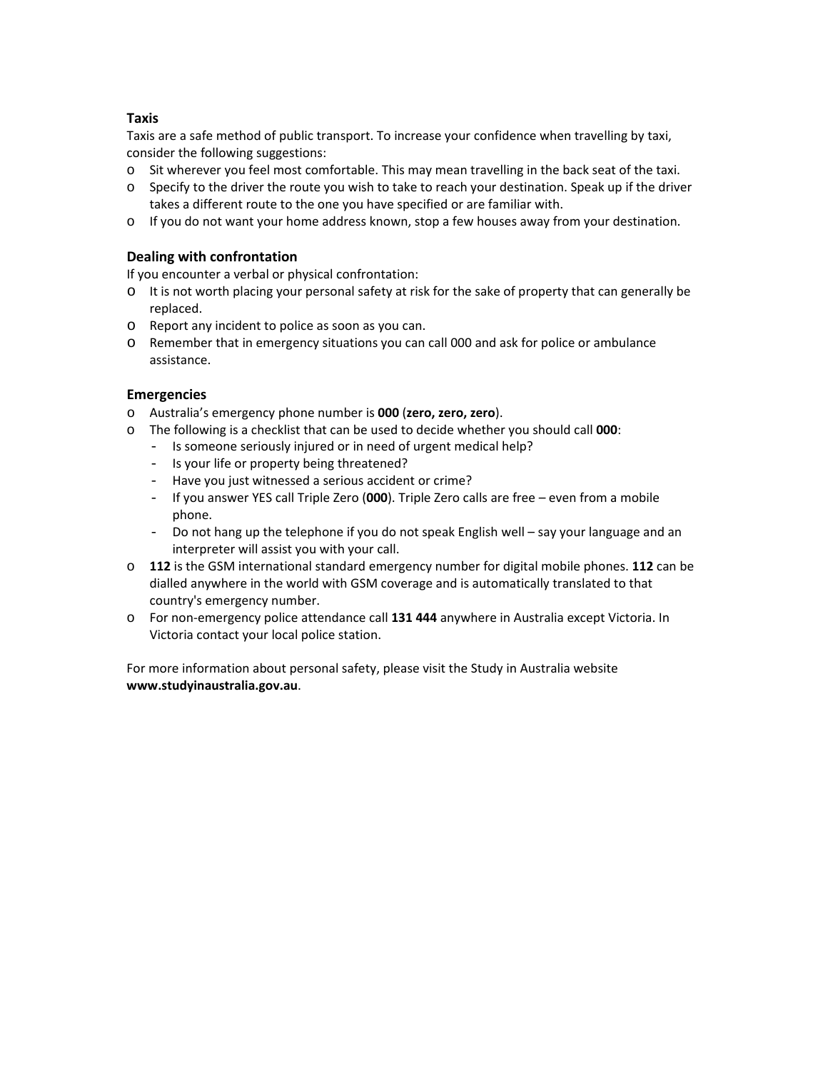### Taxis

Taxis are a safe method of public transport. To increase your confidence when travelling by taxi, consider the following suggestions:

- Sit wherever you feel most comfortable. This may mean travelling in the back seat of the taxi.
- Specify to the driver the route you wish to take to reach your destination. Speak up if the driver takes a different route to the one you have specified or are familiar with.
- If you do not want your home address known, stop a few houses away from your destination.

### Dealing with confrontation

If you encounter a verbal or physical confrontation:

- It is not worth placing your personal safety at risk for the sake of property that can generally be replaced.
- Report any incident to police as soon as you can.
- Remember that in emergency situations you can call 000 and ask for police or ambulance assistance.

### Emergencies

- Australia's emergency phone number is **000** (**zero, zero, zero**).
- The following is a checklist that can be used to decide whether you should call **000**:
  - Is someone seriously injured or in need of urgent medical help?
  - Is your life or property being threatened?
  - Have you just witnessed a serious accident or crime?
  - If you answer YES call Triple Zero (**000**). Triple Zero calls are free – even from a mobile phone.
  - Do not hang up the telephone if you do not speak English well – say your language and an interpreter will assist you with your call.
- **112** is the GSM international standard emergency number for digital mobile phones. **112** can be dialled anywhere in the world with GSM coverage and is automatically translated to that country's emergency number.
- For non-emergency police attendance call **131 444** anywhere in Australia except Victoria. In Victoria contact your local police station.

For more information about personal safety, please visit the Study in Australia website **www.studyinaustralia.gov.au**.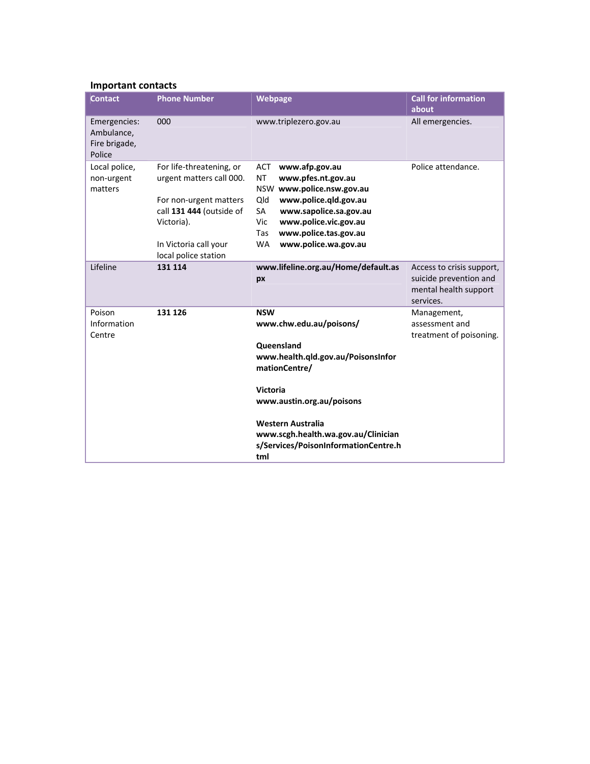**Important contacts**

| Contact | Phone Number | Webpage | Call for information about |
|---|---|---|---|
| Emergencies: Ambulance, Fire brigade, Police | 000 | www.triplezero.gov.au | All emergencies. |
| Local police, non-urgent matters | For life-threatening, or urgent matters call 000.<br><br>For non-urgent matters call **131 444** (outside of Victoria).<br><br>In Victoria call your local police station | ACT **www.afp.gov.au**<br>NT **www.pfes.nt.gov.au**<br>NSW **www.police.nsw.gov.au**<br>Qld **www.police.qld.gov.au**<br>SA **www.sapolice.sa.gov.au**<br>Vic **www.police.vic.gov.au**<br>Tas **www.police.tas.gov.au**<br>WA **www.police.wa.gov.au** | Police attendance. |
| Lifeline | **131 114** | **www.lifeline.org.au/Home/default.aspx** | Access to crisis support, suicide prevention and mental health support services. |
| Poison Information Centre | **131 126** | **NSW**<br>**www.chw.edu.au/poisons/**<br><br>**Queensland**<br>**www.health.qld.gov.au/PoisonsInformationCentre/**<br><br>**Victoria**<br>**www.austin.org.au/poisons**<br><br>**Western Australia**<br>**www.scgh.health.wa.gov.au/Clinicians/Services/PoisonInformationCentre.html** | Management, assessment and treatment of poisoning. |